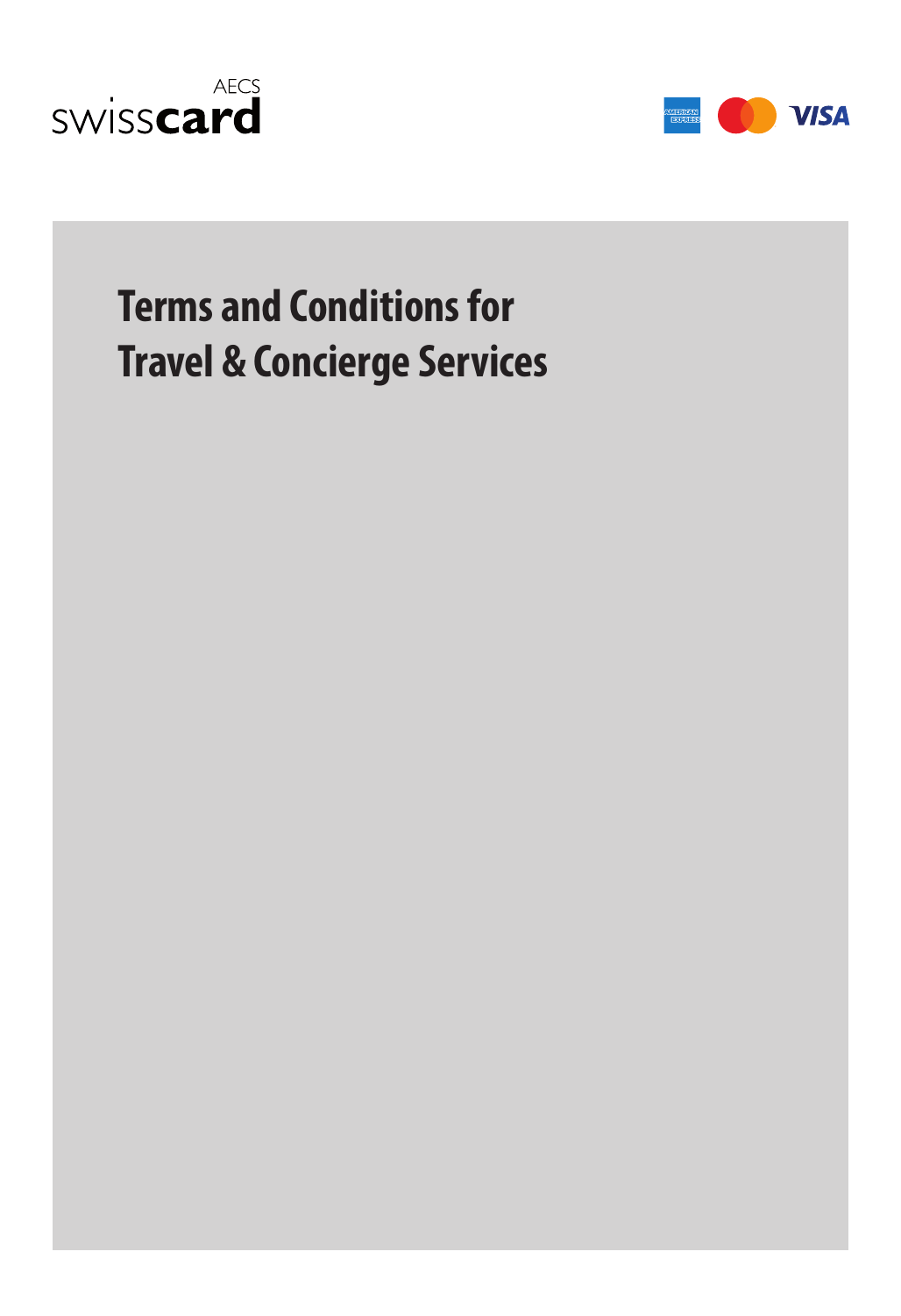# Terms and Conditions for Travel & Concierge Services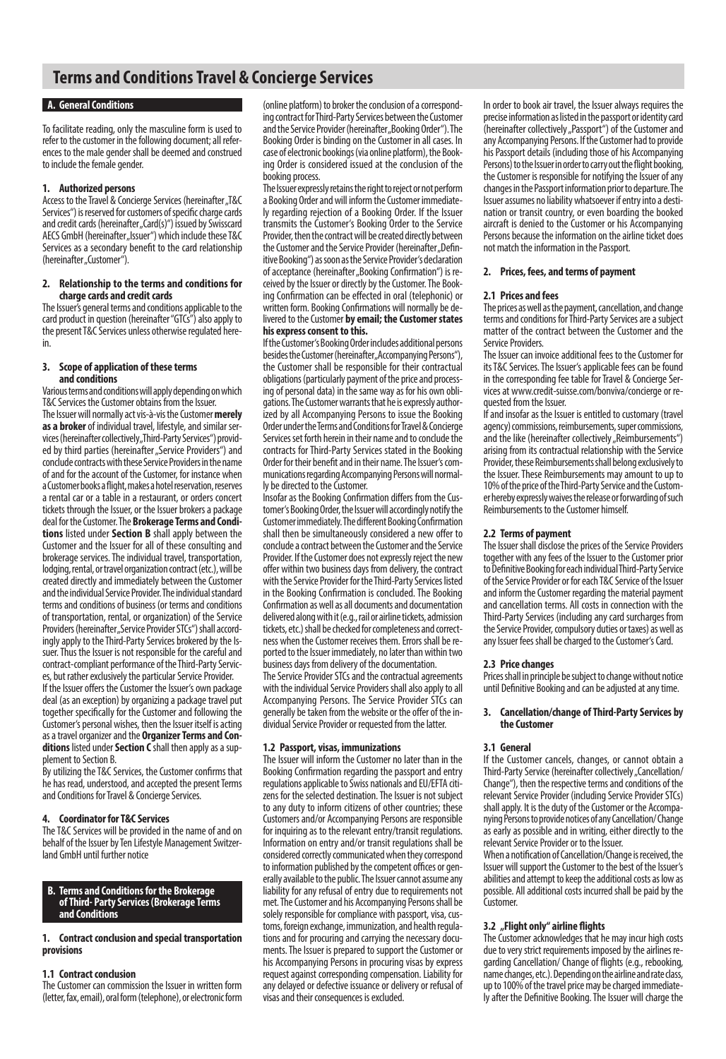# Terms and Conditions Travel & Concierge Services

## A. General Conditions

To facilitate reading, only the masculine form is used to refer to the customer in the following document; all references to the male gender shall be deemed and construed to include the female gender.

### 1. Authorized persons

Access to the Travel & Concierge Services (hereinafter „T&C Services") is reserved for customers of specific charge cards and credit cards (hereinafter „Card(s)") issued by Swisscard AECS GmbH (hereinafter „Issuer") which include these T&C Services as a secondary benefit to the card relationship (hereinafter „Customer").

### 2. Relationship to the terms and conditions for charge cards and credit cards

The Issuer's general terms and conditions applicable to the card product in question (hereinafter "GTCs") also apply to the present T&C Services unless otherwise regulated herein.

### 3. Scope of application of these terms and conditions

Various terms and conditions will apply depending on which T&C Services the Customer obtains from the Issuer.

The Issuer will normally act vis-à-vis the Customer **merely as a broker** of individual travel, lifestyle, and similar services (hereinafter collectively „Third-Party Services") provided by third parties (hereinafter „Service Providers") and conclude contracts with these Service Providers in the name of and for the account of the Customer, for instance when a Customer books a flight, makes a hotel reservation, reserves a rental car or a table in a restaurant, or orders concert tickets through the Issuer, or the Issuer brokers a package deal for the Customer. The **Brokerage Terms and Conditions** listed under **Section B** shall apply between the Customer and the Issuer for all of these consulting and brokerage services. The individual travel, transportation, lodging, rental, or travel organization contract (etc.), will be created directly and immediately between the Customer and the individual Service Provider. The individual standard terms and conditions of business (or terms and conditions of transportation, rental, or organization) of the Service Providers (hereinafter „Service Provider STCs") shall accordingly apply to the Third-Party Services brokered by the Issuer. Thus the Issuer is not responsible for the careful and contract-compliant performance of the Third-Party Services, but rather exclusively the particular Service Provider.

If the Issuer offers the Customer the Issuer's own package deal (as an exception) by organizing a package travel put together specifically for the Customer and following the Customer's personal wishes, then the Issuer itself is acting as a travel organizer and the **Organizer Terms and Conditions** listed under **Section C** shall then apply as a supplement to Section B.

By utilizing the T&C Services, the Customer confirms that he has read, understood, and accepted the present Terms and Conditions for Travel & Concierge Services.

### 4. Coordinator for T&C Services

The T&C Services will be provided in the name of and on behalf of the Issuer by Ten Lifestyle Management Switzerland GmbH until further notice

## B. Terms and Conditions for the Brokerage of Third- Party Services (Brokerage Terms and Conditions

### 1. Contract conclusion and special transportation provisions

#### 1.1 Contract conclusion

The Customer can commission the Issuer in written form (letter, fax, email), oral form (telephone), or electronic form (online platform) to broker the conclusion of a corresponding contract for Third-Party Services between the Customer and the Service Provider (hereinafter „Booking Order"). The Booking Order is binding on the Customer in all cases. In case of electronic bookings (via online platform), the Booking Order is considered issued at the conclusion of the booking process.

The Issuer expressly retains the right to reject or not perform a Booking Order and will inform the Customer immediately regarding rejection of a Booking Order. If the Issuer transmits the Customer's Booking Order to the Service Provider, then the contract will be created directly between the Customer and the Service Provider (hereinafter „Definitive Booking") as soon as the Service Provider's declaration of acceptance (hereinafter „Booking Confirmation") is received by the Issuer or directly by the Customer. The Booking Confirmation can be effected in oral (telephonic) or written form. Booking Confirmations will normally be delivered to the Customer **by email; the Customer states his express consent to this.**

If the Customer's Booking Order includes additional persons besides the Customer (hereinafter „Accompanying Persons"), the Customer shall be responsible for their contractual obligations (particularly payment of the price and processing of personal data) in the same way as for his own obligations. The Customer warrants that he is expressly authorized by all Accompanying Persons to issue the Booking Order under the Terms and Conditions for Travel & Concierge Services set forth herein in their name and to conclude the contracts for Third-Party Services stated in the Booking Order for their benefit and in their name. The Issuer's communications regarding Accompanying Persons will normally be directed to the Customer.

Insofar as the Booking Confirmation differs from the Customer's Booking Order, the Issuer will accordingly notify the Customer immediately. The different Booking Confirmation shall then be simultaneously considered a new offer to conclude a contract between the Customer and the Service Provider. If the Customer does not expressly reject the new offer within two business days from delivery, the contract with the Service Provider for the Third-Party Services listed in the Booking Confirmation is concluded. The Booking Confirmation as well as all documents and documentation delivered along with it (e.g., rail or airline tickets, admission tickets, etc.) shall be checked for completeness and correctness when the Customer receives them. Errors shall be reported to the Issuer immediately, no later than within two business days from delivery of the documentation.

The Service Provider STCs and the contractual agreements with the individual Service Providers shall also apply to all Accompanying Persons. The Service Provider STCs can generally be taken from the website or the offer of the individual Service Provider or requested from the latter.

#### 1.2 Passport, visas, immunizations

The Issuer will inform the Customer no later than in the Booking Confirmation regarding the passport and entry regulations applicable to Swiss nationals and EU/EFTA citizens for the selected destination. The Issuer is not subject to any duty to inform citizens of other countries; these Customers and/or Accompanying Persons are responsible for inquiring as to the relevant entry/transit regulations. Information on entry and/or transit regulations shall be considered correctly communicated when they correspond to information published by the competent offices or generally available to the public. The Issuer cannot assume any liability for any refusal of entry due to requirements not met. The Customer and his Accompanying Persons shall be solely responsible for compliance with passport, visa, customs, foreign exchange, immunization, and health regulations and for procuring and carrying the necessary documents. The Issuer is prepared to support the Customer or his Accompanying Persons in procuring visas by express request against corresponding compensation. Liability for any delayed or defective issuance or delivery or refusal of visas and their consequences is excluded.

In order to book air travel, the Issuer always requires the precise information as listed in the passport or identity card (hereinafter collectively „Passport") of the Customer and any Accompanying Persons. If the Customer had to provide his Passport details (including those of his Accompanying Persons) to the Issuer in order to carry out the flight booking, the Customer is responsible for notifying the Issuer of any changes in the Passport information prior to departure. The Issuer assumes no liability whatsoever if entry into a destination or transit country, or even boarding the booked aircraft is denied to the Customer or his Accompanying Persons because the information on the airline ticket does not match the information in the Passport.

### 2. Prices, fees, and terms of payment

#### 2.1 Prices and fees

The prices as well as the payment, cancellation, and change terms and conditions for Third-Party Services are a subject matter of the contract between the Customer and the Service Providers.

The Issuer can invoice additional fees to the Customer for its T&C Services. The Issuer's applicable fees can be found in the corresponding fee table for Travel & Concierge Services at www.credit-suisse.com/bonviva/concierge or requested from the Issuer.

If and insofar as the Issuer is entitled to customary (travel agency) commissions, reimbursements, super commissions, and the like (hereinafter collectively „Reimbursements") arising from its contractual relationship with the Service Provider, these Reimbursements shall belong exclusively to the Issuer. These Reimbursements may amount to up to 10% of the price of the Third-Party Service and the Customer hereby expressly waives the release or forwarding of such Reimbursements to the Customer himself.

#### 2.2 Terms of payment

The Issuer shall disclose the prices of the Service Providers together with any fees of the Issuer to the Customer prior to Definitive Booking for each individual Third-Party Service of the Service Provider or for each T&C Service of the Issuer and inform the Customer regarding the material payment and cancellation terms. All costs in connection with the Third-Party Services (including any card surcharges from the Service Provider, compulsory duties or taxes) as well as any Issuer fees shall be charged to the Customer's Card.

#### 2.3 Price changes

Prices shall in principle be subject to change without notice until Definitive Booking and can be adjusted at any time.

### 3. Cancellation/change of Third-Party Services by the Customer

#### 3.1 General

If the Customer cancels, changes, or cannot obtain a Third-Party Service (hereinafter collectively „Cancellation/ Change"), then the respective terms and conditions of the relevant Service Provider (including Service Provider STCs) shall apply. It is the duty of the Customer or the Accompanying Persons to provide notices of any Cancellation/ Change as early as possible and in writing, either directly to the relevant Service Provider or to the Issuer.

When a notification of Cancellation/Change is received, the Issuer will support the Customer to the best of the Issuer's abilities and attempt to keep the additional costs as low as possible. All additional costs incurred shall be paid by the Customer.

#### 3.2 „Flight only" airline flights

The Customer acknowledges that he may incur high costs due to very strict requirements imposed by the airlines regarding Cancellation/ Change of flights (e.g., rebooking, name changes, etc.). Depending on the airline and rate class, up to 100% of the travel price may be charged immediately after the Definitive Booking. The Issuer will charge the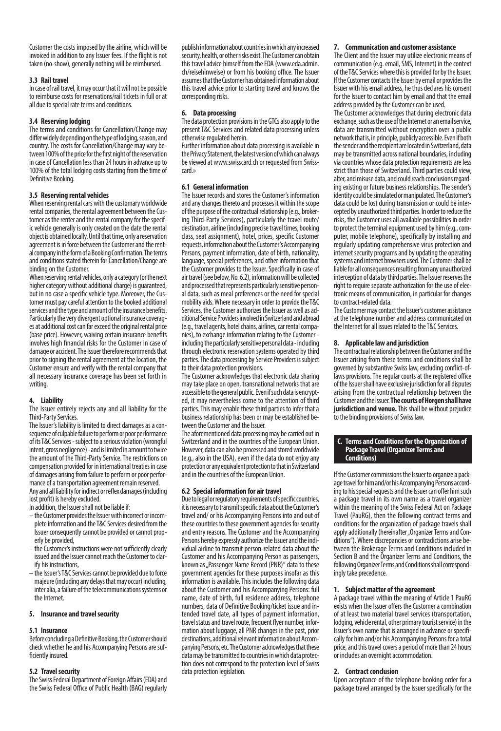Customer the costs imposed by the airline, which will be invoiced in addition to any Issuer fees. If the flight is not taken (no-show), generally nothing will be reimbursed.

### 3.3 Rail travel

In case of rail travel, it may occur that it will not be possible to reimburse costs for reservations/rail tickets in full or at all due to special rate terms and conditions.

### 3.4 Reserving lodging

The terms and conditions for Cancellation/Change may differ widely depending on the type of lodging, season, and country. The costs for Cancellation/Change may vary between 100% of the price for the first night of the reservation in case of Cancellation less than 24 hours in advance up to 100% of the total lodging costs starting from the time of Definitive Booking.

### 3.5 Reserving rental vehicles

When reserving rental cars with the customary worldwide rental companies, the rental agreement between the Customer as the renter and the rental company for the specific vehicle generally is only created on the date the rental object is obtained locally. Until that time, only a reservation agreement is in force between the Customer and the rental company in the form of a Booking Confirmation. The terms and conditions stated therein for Cancellation/Change are binding on the Customer.

When reserving rental vehicles, only a category (or the next higher category without additional charge) is guaranteed, but in no case a specific vehicle type. Moreover, the Customer must pay careful attention to the booked additional services and the type and amount of the insurance benefits. Particularly the very divergent optional insurance coverages at additional cost can far exceed the original rental price (base price). However, waiving certain insurance benefits involves high financial risks for the Customer in case of damage or accident. The Issuer therefore recommends that prior to signing the rental agreement at the location, the Customer ensure and verify with the rental company that all necessary insurance coverage has been set forth in writing.

## 4. Liability

The Issuer entirely rejects any and all liability for the Third-Party Services.

The Issuer's liability is limited to direct damages as a consequence of culpable failure to perform or poor performance of its T&C Services - subject to a serious violation (wrongful intent, gross negligence) - and is limited in amount to twice the amount of the Third-Party Service. The restrictions on compensation provided for in international treaties in case of damages arising from failure to perform or poor performance of a transportation agreement remain reserved.

Any and all liability for indirect or reflex damages (including lost profit) is hereby excluded.

In addition, the Issuer shall not be liable if:

– the Customer provides the Issuer with incorrect or incomplete information and the T&C Services desired from the Issuer consequently cannot be provided or cannot properly be provided,
– the Customer's instructions were not sufficiently clearly issued and the Issuer cannot reach the Customer to clarify his instructions,
– the Issuer's T&C Services cannot be provided due to force majeure (including any delays that may occur) including, inter alia, a failure of the telecommunications systems or the Internet.

## 5. Insurance and travel security

### 5.1 Insurance

Before concluding a Definitive Booking, the Customer should check whether he and his Accompanying Persons are sufficiently insured.

### 5.2 Travel security

The Swiss Federal Department of Foreign Affairs (EDA) and the Swiss Federal Office of Public Health (BAG) regularly publish information about countries in which any increased security, health, or other risks exist. The Customer can obtain this travel advice himself from the EDA (www.eda.admin.ch/reisehinweise) or from his booking office. The Issuer assumes that the Customer has obtained information about this travel advice prior to starting travel and knows the corresponding risks.

## 6. Data processing

The data protection provisions in the GTCs also apply to the present T&C Services and related data processing unless otherwise regulated herein.

Further information about data processing is available in the Privacy Statement, the latest version of which can always be viewed at www.swisscard.ch or requested from Swisscard.»

### 6.1 General information

The Issuer records and stores the Customer's information and any changes thereto and processes it within the scope of the purpose of the contractual relationship (e.g., brokering Third-Party Services), particularly the travel route/destination, airline (including precise travel times, booking class, seat assignment), hotel, prices, specific Customer requests, information about the Customer's Accompanying Persons, payment information, date of birth, nationality, language, special preferences, and other information that the Customer provides to the Issuer. Specifically in case of air travel (see below, No. 6.2), information will be collected and processed that represents particularly sensitive personal data, such as meal preferences or the need for special mobility aids. Where necessary in order to provide the T&C Services, the Customer authorizes the Issuer as well as additional Service Providers involved in Switzerland and abroad (e.g., travel agents, hotel chains, airlines, car rental companies), to exchange information relating to the Customer - including the particularly sensitive personal data - including through electronic reservation systems operated by third parties. The data processing by Service Providers is subject to their data protection provisions.

The Customer acknowledges that electronic data sharing may take place on open, transnational networks that are accessible to the general public. Even if such data is encrypted, it may nevertheless come to the attention of third parties. This may enable these third parties to infer that a business relationship has been or may be established between the Customer and the Issuer.

The aforementioned data processing may be carried out in Switzerland and in the countries of the European Union. However, data can also be processed and stored worldwide (e.g., also in the USA), even if the data do not enjoy any protection or any equivalent protection to that in Switzerland and in the countries of the European Union.

### 6.2 Special information for air travel

Due to legal or regulatory requirements of specific countries, it is necessary to transmit specific data about the Customer's travel and/ or his Accompanying Persons into and out of these countries to these government agencies for security and entry reasons. The Customer and the Accompanying Persons hereby expressly authorize the Issuer and the individual airline to transmit person-related data about the Customer and his Accompanying Person as passengers, known as „Passenger Name Record (PNR)" data to these government agencies for these purposes insofar as this information is available. This includes the following data about the Customer and his Accompanying Persons: full name, date of birth, full residence address, telephone numbers, data of Definitive Booking/ticket issue and intended travel date, all types of payment information, travel status and travel route, frequent flyer number, information about luggage, all PNR changes in the past, prior destinations, additional relevant information about Accompanying Persons, etc. The Customer acknowledges that these data may be transmitted to countries in which data protection does not correspond to the protection level of Swiss data protection legislation.

## 7. Communication and customer assistance

The Client and the Issuer may utilize electronic means of communication (e.g. email, SMS, Internet) in the context of the T&C Services where this is provided for by the Issuer. If the Customer contacts the Issuer by email or provides the Issuer with his email address, he thus declares his consent for the Issuer to contact him by email and that the email address provided by the Customer can be used.

The Customer acknowledges that during electronic data exchange, such as the use of the Internet or an email service, data are transmitted without encryption over a public network that is, in principle, publicly accessible. Even if both the sender and the recipient are located in Switzerland, data may be transmitted across national boundaries, including via countries whose data protection requirements are less strict than those of Switzerland. Third parties could view, alter, and misuse data, and could reach conclusions regarding existing or future business relationships. The sender's identity could be simulated or manipulated. The Customer's data could be lost during transmission or could be intercepted by unauthorized third parties. In order to reduce the risks, the Customer uses all available possibilities in order to protect the terminal equipment used by him (e.g., computer, mobile telephone), specifically by installing and regularly updating comprehensive virus protection and internet security programs and by updating the operating systems and internet browsers used. The Customer shall be liable for all consequences resulting from any unauthorized interception of data by third parties. The Issuer reserves the right to require separate authorization for the use of electronic means of communication, in particular for changes to contract-related data.

The Customer may contact the Issuer's customer assistance at the telephone number and address communicated on the Internet for all issues related to the T&C Services.

## 8. Applicable law and jurisdiction

The contractual relationship between the Customer and the Issuer arising from these terms and conditions shall be governed by substantive Swiss law, excluding conflict-of-laws provisions. The regular courts at the registered office of the Issuer shall have exclusive jurisdiction for all disputes arising from the contractual relationship between the Customer and the Issuer. **The courts of Horgen shall have jurisdiction and venue.** This shall be without prejudice to the binding provisions of Swiss law.

# C. Terms and Conditions for the Organization of Package Travel (Organizer Terms and Conditions)

If the Customer commissions the Issuer to organize a package travel for him and/or his Accompanying Persons according to his special requests and the Issuer can offer him such a package travel in its own name as a travel organizer within the meaning of the Swiss Federal Act on Package Travel (PauRG), then the following contract terms and conditions for the organization of package travels shall apply additionally (hereinafter „Organizer Terms and Conditions"). Where discrepancies or contradictions arise between the Brokerage Terms and Conditions included in Section B and the Organizer Terms and Conditions, the following Organizer Terms and Conditions shall correspondingly take precedence.

## 1. Subject matter of the agreement

A package travel within the meaning of Article 1 PauRG exists when the Issuer offers the Customer a combination of at least two material travel services (transportation, lodging, vehicle rental, other primary tourist service) in the Issuer's own name that is arranged in advance or specifically for him and/or his Accompanying Persons for a total price, and this travel covers a period of more than 24 hours or includes an overnight accommodation.

## 2. Contract conclusion

Upon acceptance of the telephone booking order for a package travel arranged by the Issuer specifically for the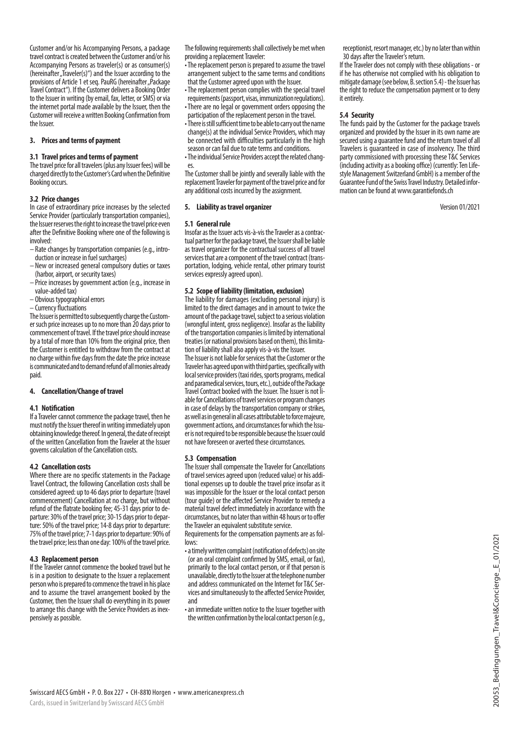Customer and/or his Accompanying Persons, a package travel contract is created between the Customer and/or his Accompanying Persons as traveler(s) or as consumer(s) (hereinafter „Traveler(s)") and the Issuer according to the provisions of Article 1 et seq. PauRG (hereinafter „Package Travel Contract"). If the Customer delivers a Booking Order to the Issuer in writing (by email, fax, letter, or SMS) or via the internet portal made available by the Issuer, then the Customer will receive a written Booking Confirmation from the Issuer.

## 3. Prices and terms of payment

### 3.1 Travel prices and terms of payment

The travel price for all travelers (plus any Issuer fees) will be charged directly to the Customer's Card when the Definitive Booking occurs.

### 3.2 Price changes

In case of extraordinary price increases by the selected Service Provider (particularly transportation companies), the Issuer reserves the right to increase the travel price even after the Definitive Booking where one of the following is involved:

- Rate changes by transportation companies (e.g., introduction or increase in fuel surcharges)
- New or increased general compulsory duties or taxes (harbor, airport, or security taxes)
- Price increases by government action (e.g., increase in value-added tax)
- Obvious typographical errors
- Currency fluctuations

The Issuer is permitted to subsequently charge the Customer such price increases up to no more than 20 days prior to commencement of travel. If the travel price should increase by a total of more than 10% from the original price, then the Customer is entitled to withdraw from the contract at no charge within five days from the date the price increase is communicated and to demand refund of all monies already paid.

## 4. Cancellation/Change of travel

### 4.1 Notification

If a Traveler cannot commence the package travel, then he must notify the Issuer thereof in writing immediately upon obtaining knowledge thereof. In general, the date of receipt of the written Cancellation from the Traveler at the Issuer governs calculation of the Cancellation costs.

### 4.2 Cancellation costs

Where there are no specific statements in the Package Travel Contract, the following Cancellation costs shall be considered agreed: up to 46 days prior to departure (travel commencement) Cancellation at no charge, but without refund of the flatrate booking fee; 45-31 days prior to departure: 30% of the travel price; 30-15 days prior to departure: 50% of the travel price; 14-8 days prior to departure: 75% of the travel price; 7-1 days prior to departure: 90% of the travel price; less than one day: 100% of the travel price.

### 4.3 Replacement person

If the Traveler cannot commence the booked travel but he is in a position to designate to the Issuer a replacement person who is prepared to commence the travel in his place and to assume the travel arrangement booked by the Customer, then the Issuer shall do everything in its power to arrange this change with the Service Providers as inexpensively as possible.

The following requirements shall collectively be met when providing a replacement Traveler:

- The replacement person is prepared to assume the travel arrangement subject to the same terms and conditions that the Customer agreed upon with the Issuer.
- The replacement person complies with the special travel requirements (passport, visas, immunization regulations).
- There are no legal or government orders opposing the participation of the replacement person in the travel.
- There is still sufficient time to be able to carry out the name change(s) at the individual Service Providers, which may be connected with difficulties particularly in the high season or can fail due to rate terms and conditions.
- The individual Service Providers accept the related changes.

The Customer shall be jointly and severally liable with the replacement Traveler for payment of the travel price and for any additional costs incurred by the assignment.

## 5. Liability as travel organizer

### 5.1 General rule

Insofar as the Issuer acts vis-à-vis the Traveler as a contractual partner for the package travel, the Issuer shall be liable as travel organizer for the contractual success of all travel services that are a component of the travel contract (transportation, lodging, vehicle rental, other primary tourist services expressly agreed upon).

### 5.2 Scope of liability (limitation, exclusion)

The liability for damages (excluding personal injury) is limited to the direct damages and in amount to twice the amount of the package travel, subject to a serious violation (wrongful intent, gross negligence). Insofar as the liability of the transportation companies is limited by international treaties (or national provisions based on them), this limitation of liability shall also apply vis-à-vis the Issuer.

The Issuer is not liable for services that the Customer or the Traveler has agreed upon with third parties, specifically with local service providers (taxi rides, sports programs, medical and paramedical services, tours, etc.), outside of the Package Travel Contract booked with the Issuer. The Issuer is not liable for Cancellations of travel services or program changes in case of delays by the transportation company or strikes, as well as in general in all cases attributable to force majeure, government actions, and circumstances for which the Issuer is not required to be responsible because the Issuer could not have foreseen or averted these circumstances.

### 5.3 Compensation

The Issuer shall compensate the Traveler for Cancellations of travel services agreed upon (reduced value) or his additional expenses up to double the travel price insofar as it was impossible for the Issuer or the local contact person (tour guide) or the affected Service Provider to remedy a material travel defect immediately in accordance with the circumstances, but no later than within 48 hours or to offer the Traveler an equivalent substitute service.

Requirements for the compensation payments are as follows:

- a timely written complaint (notification of defects) on site (or an oral complaint confirmed by SMS, email, or fax), primarily to the local contact person, or if that person is unavailable, directly to the Issuer at the telephone number and address communicated on the Internet for T&C Services and simultaneously to the affected Service Provider, and
- an immediate written notice to the Issuer together with the written confirmation by the local contact person (e.g., receptionist, resort manager, etc.) by no later than within 30 days after the Traveler's return.

If the Traveler does not comply with these obligations - or if he has otherwise not complied with his obligation to mitigate damage (see below, B. section 5.4) - the Issuer has the right to reduce the compensation payment or to deny it entirely.

### 5.4 Security

The funds paid by the Customer for the package travels organized and provided by the Issuer in its own name are secured using a guarantee fund and the return travel of all Travelers is guaranteed in case of insolvency. The third party commissioned with processing these T&C Services (including activity as a booking office) (currently: Ten Lifestyle Management Switzerland GmbH) is a member of the Guarantee Fund of the Swiss Travel Industry. Detailed information can be found at www.garantiefonds.ch

Version 01/2021

Swisscard AECS GmbH • P. O. Box 227 • CH-8810 Horgen • www.americanexpress.ch

Cards, issued in Switzerland by Swisscard AECS GmbH

20053_Bedingungen_Travel&Concierge_E_01/2021